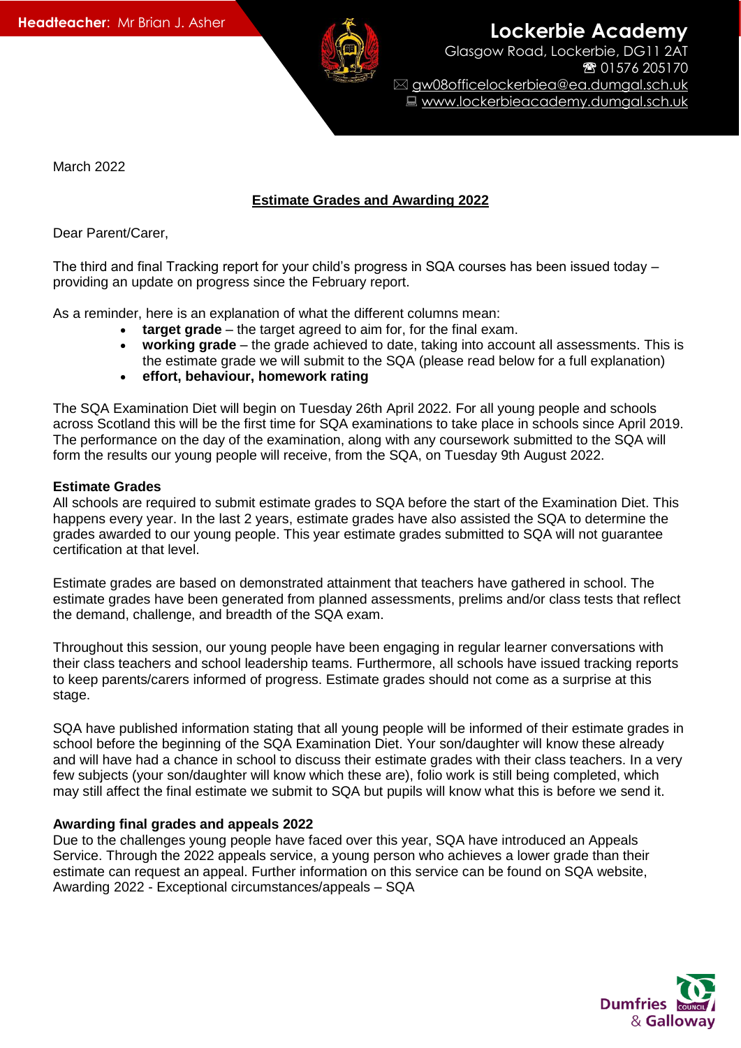**Headteacher:** Mr Brian J. Asher

**Lockerbie Academy**
Glasgow Road, Lockerbie, DG11 2AT
☎ 01576 205170
✉ gw08officelockerbiea@ea.dumgal.sch.uk
💻 www.lockerbieacademy.dumgal.sch.uk

March 2022

## Estimate Grades and Awarding 2022

Dear Parent/Carer,

The third and final Tracking report for your child's progress in SQA courses has been issued today – providing an update on progress since the February report.

As a reminder, here is an explanation of what the different columns mean:

- **target grade** – the target agreed to aim for, for the final exam.
- **working grade** – the grade achieved to date, taking into account all assessments. This is the estimate grade we will submit to the SQA (please read below for a full explanation)
- **effort, behaviour, homework rating**

The SQA Examination Diet will begin on Tuesday 26th April 2022. For all young people and schools across Scotland this will be the first time for SQA examinations to take place in schools since April 2019. The performance on the day of the examination, along with any coursework submitted to the SQA will form the results our young people will receive, from the SQA, on Tuesday 9th August 2022.

**Estimate Grades**

All schools are required to submit estimate grades to SQA before the start of the Examination Diet. This happens every year. In the last 2 years, estimate grades have also assisted the SQA to determine the grades awarded to our young people. This year estimate grades submitted to SQA will not guarantee certification at that level.

Estimate grades are based on demonstrated attainment that teachers have gathered in school. The estimate grades have been generated from planned assessments, prelims and/or class tests that reflect the demand, challenge, and breadth of the SQA exam.

Throughout this session, our young people have been engaging in regular learner conversations with their class teachers and school leadership teams. Furthermore, all schools have issued tracking reports to keep parents/carers informed of progress. Estimate grades should not come as a surprise at this stage.

SQA have published information stating that all young people will be informed of their estimate grades in school before the beginning of the SQA Examination Diet. Your son/daughter will know these already and will have had a chance in school to discuss their estimate grades with their class teachers. In a very few subjects (your son/daughter will know which these are), folio work is still being completed, which may still affect the final estimate we submit to SQA but pupils will know what this is before we send it.

**Awarding final grades and appeals 2022**

Due to the challenges young people have faced over this year, SQA have introduced an Appeals Service. Through the 2022 appeals service, a young person who achieves a lower grade than their estimate can request an appeal. Further information on this service can be found on SQA website, Awarding 2022 - Exceptional circumstances/appeals – SQA

Dumfries & Galloway Council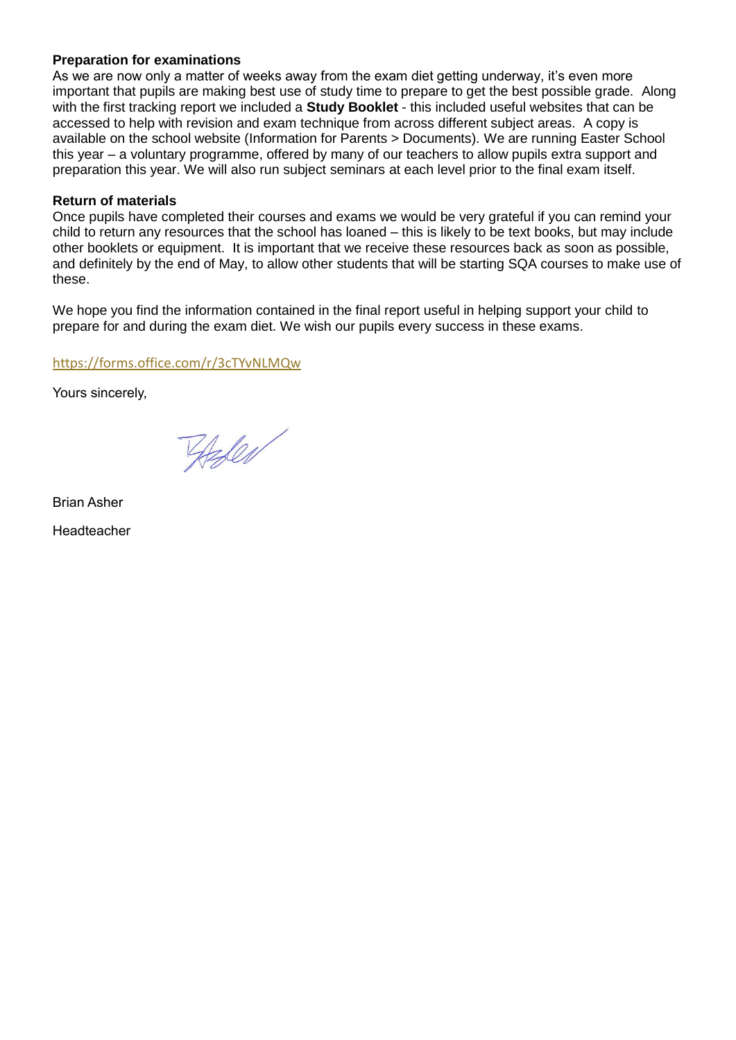**Preparation for examinations**

As we are now only a matter of weeks away from the exam diet getting underway, it's even more important that pupils are making best use of study time to prepare to get the best possible grade. Along with the first tracking report we included a **Study Booklet** - this included useful websites that can be accessed to help with revision and exam technique from across different subject areas. A copy is available on the school website (Information for Parents > Documents). We are running Easter School this year – a voluntary programme, offered by many of our teachers to allow pupils extra support and preparation this year. We will also run subject seminars at each level prior to the final exam itself.

**Return of materials**

Once pupils have completed their courses and exams we would be very grateful if you can remind your child to return any resources that the school has loaned – this is likely to be text books, but may include other booklets or equipment. It is important that we receive these resources back as soon as possible, and definitely by the end of May, to allow other students that will be starting SQA courses to make use of these.

We hope you find the information contained in the final report useful in helping support your child to prepare for and during the exam diet. We wish our pupils every success in these exams.

https://forms.office.com/r/3cTYvNLMQw

Yours sincerely,

Brian Asher

Headteacher